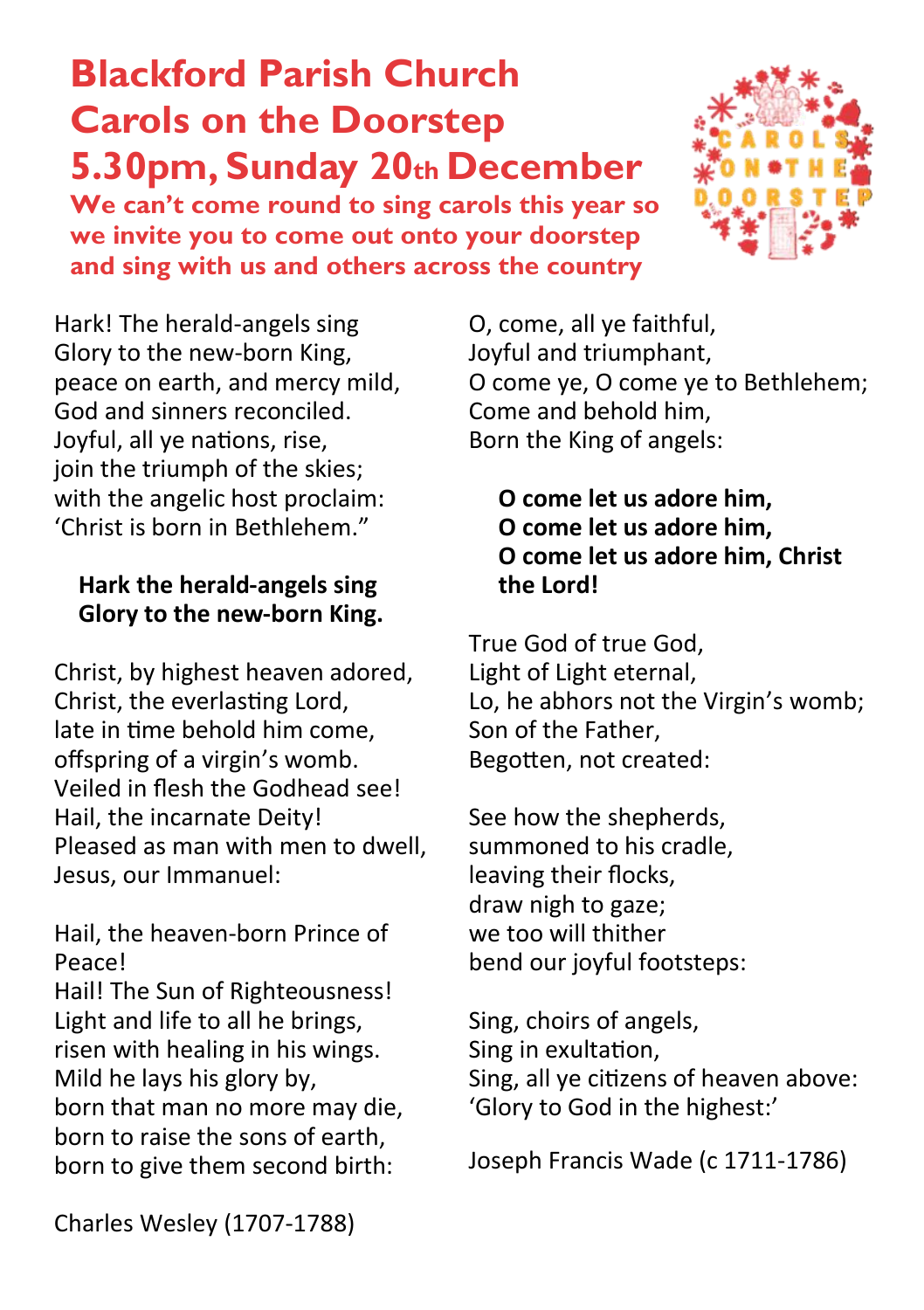# Blackford Parish Church
# Carols on the Doorstep
# 5.30pm, Sunday 20th December

**We can't come round to sing carols this year so we invite you to come out onto your doorstep and sing with us and others across the country**

Hark! The herald-angels sing
Glory to the new-born King,
peace on earth, and mercy mild,
God and sinners reconciled.
Joyful, all ye nations, rise,
join the triumph of the skies;
with the angelic host proclaim:
'Christ is born in Bethlehem."

**Hark the herald-angels sing**
**Glory to the new-born King.**

Christ, by highest heaven adored,
Christ, the everlasting Lord,
late in time behold him come,
offspring of a virgin's womb.
Veiled in flesh the Godhead see!
Hail, the incarnate Deity!
Pleased as man with men to dwell,
Jesus, our Immanuel:

Hail, the heaven-born Prince of Peace!
Hail! The Sun of Righteousness!
Light and life to all he brings,
risen with healing in his wings.
Mild he lays his glory by,
born that man no more may die,
born to raise the sons of earth,
born to give them second birth:

Charles Wesley (1707-1788)

O, come, all ye faithful,
Joyful and triumphant,
O come ye, O come ye to Bethlehem;
Come and behold him,
Born the King of angels:

**O come let us adore him,**
**O come let us adore him,**
**O come let us adore him, Christ the Lord!**

True God of true God,
Light of Light eternal,
Lo, he abhors not the Virgin's womb;
Son of the Father,
Begotten, not created:

See how the shepherds,
summoned to his cradle,
leaving their flocks,
draw nigh to gaze;
we too will thither
bend our joyful footsteps:

Sing, choirs of angels,
Sing in exultation,
Sing, all ye citizens of heaven above:
'Glory to God in the highest:'

Joseph Francis Wade (c 1711-1786)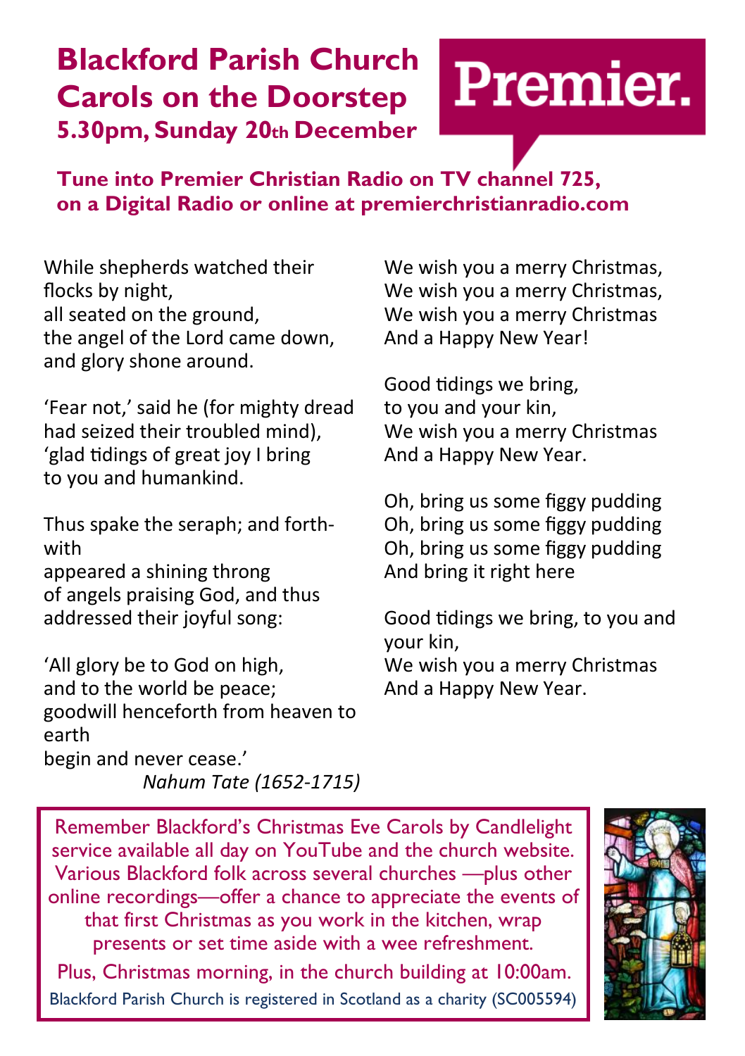# Blackford Parish Church
# Carols on the Doorstep
### 5.30pm, Sunday 20th December

Premier.

**Tune into Premier Christian Radio on TV channel 725, on a Digital Radio or online at premierchristianradio.com**

While shepherds watched their flocks by night,
all seated on the ground,
the angel of the Lord came down,
and glory shone around.

'Fear not,' said he (for mighty dread
had seized their troubled mind),
'glad tidings of great joy I bring
to you and humankind.

Thus spake the seraph; and forth-with
appeared a shining throng
of angels praising God, and thus
addressed their joyful song:

'All glory be to God on high,
and to the world be peace;
goodwill henceforth from heaven to earth
begin and never cease.'

*Nahum Tate (1652-1715)*

We wish you a merry Christmas,
We wish you a merry Christmas,
We wish you a merry Christmas
And a Happy New Year!

Good tidings we bring,
to you and your kin,
We wish you a merry Christmas
And a Happy New Year.

Oh, bring us some figgy pudding
Oh, bring us some figgy pudding
Oh, bring us some figgy pudding
And bring it right here

Good tidings we bring, to you and your kin,
We wish you a merry Christmas
And a Happy New Year.

Remember Blackford's Christmas Eve Carols by Candlelight service available all day on YouTube and the church website. Various Blackford folk across several churches —plus other online recordings—offer a chance to appreciate the events of that first Christmas as you work in the kitchen, wrap presents or set time aside with a wee refreshment.

Plus, Christmas morning, in the church building at 10:00am.

Blackford Parish Church is registered in Scotland as a charity (SC005594)